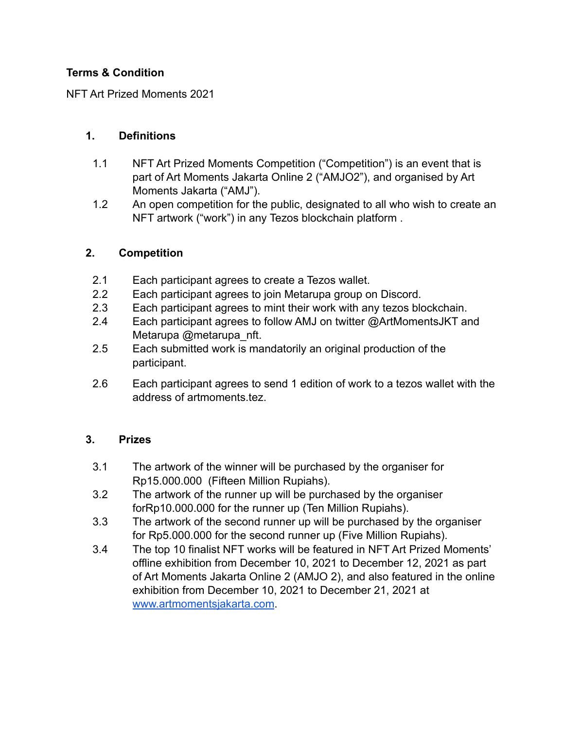**Terms & Condition**

NFT Art Prized Moments 2021

## 1. Definitions

1.1 NFT Art Prized Moments Competition (“Competition”) is an event that is part of Art Moments Jakarta Online 2 (“AMJO2”), and organised by Art Moments Jakarta (“AMJ”).

1.2 An open competition for the public, designated to all who wish to create an NFT artwork (“work”) in any Tezos blockchain platform .

## 2. Competition

2.1 Each participant agrees to create a Tezos wallet.

2.2 Each participant agrees to join Metarupa group on Discord.

2.3 Each participant agrees to mint their work with any tezos blockchain.

2.4 Each participant agrees to follow AMJ on twitter @ArtMomentsJKT and Metarupa @metarupa_nft.

2.5 Each submitted work is mandatorily an original production of the participant.

2.6 Each participant agrees to send 1 edition of work to a tezos wallet with the address of artmoments.tez.

## 3. Prizes

3.1 The artwork of the winner will be purchased by the organiser for Rp15.000.000 (Fifteen Million Rupiahs).

3.2 The artwork of the runner up will be purchased by the organiser forRp10.000.000 for the runner up (Ten Million Rupiahs).

3.3 The artwork of the second runner up will be purchased by the organiser for Rp5.000.000 for the second runner up (Five Million Rupiahs).

3.4 The top 10 finalist NFT works will be featured in NFT Art Prized Moments’ offline exhibition from December 10, 2021 to December 12, 2021 as part of Art Moments Jakarta Online 2 (AMJO 2), and also featured in the online exhibition from December 10, 2021 to December 21, 2021 at [www.artmomentsjakarta.com](http://www.artmomentsjakarta.com).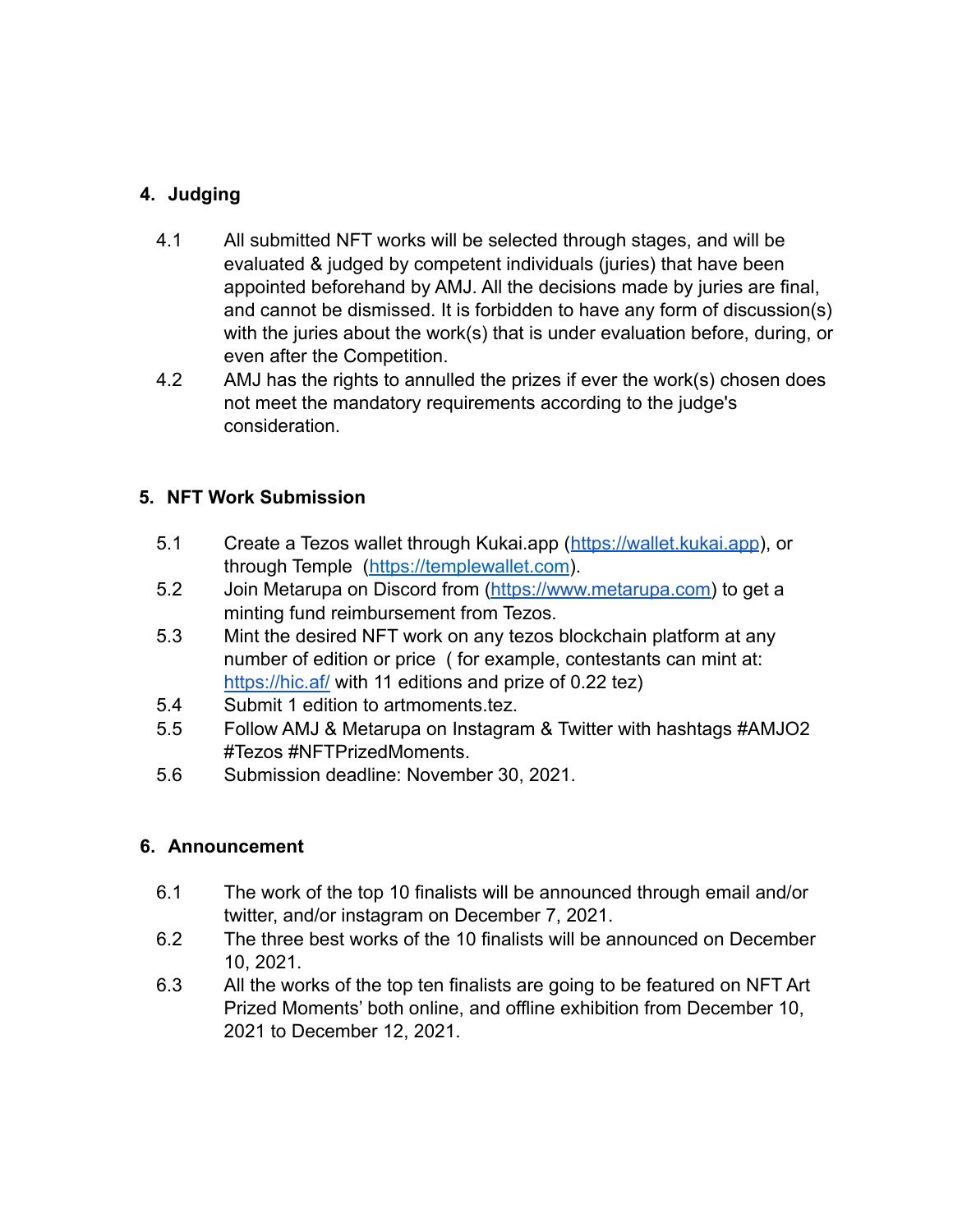## 4. Judging

4.1 All submitted NFT works will be selected through stages, and will be evaluated & judged by competent individuals (juries) that have been appointed beforehand by AMJ. All the decisions made by juries are final, and cannot be dismissed. It is forbidden to have any form of discussion(s) with the juries about the work(s) that is under evaluation before, during, or even after the Competition.

4.2 AMJ has the rights to annulled the prizes if ever the work(s) chosen does not meet the mandatory requirements according to the judge's consideration.

## 5. NFT Work Submission

5.1 Create a Tezos wallet through Kukai.app ([https://wallet.kukai.app](https://wallet.kukai.app)), or through Temple ([https://templewallet.com](https://templewallet.com)).

5.2 Join Metarupa on Discord from ([https://www.metarupa.com](https://www.metarupa.com)) to get a minting fund reimbursement from Tezos.

5.3 Mint the desired NFT work on any tezos blockchain platform at any number of edition or price ( for example, contestants can mint at: [https://hic.af/](https://hic.af/) with 11 editions and prize of 0.22 tez)

5.4 Submit 1 edition to artmoments.tez.

5.5 Follow AMJ & Metarupa on Instagram & Twitter with hashtags #AMJO2 #Tezos #NFTPrizedMoments.

5.6 Submission deadline: November 30, 2021.

## 6. Announcement

6.1 The work of the top 10 finalists will be announced through email and/or twitter, and/or instagram on December 7, 2021.

6.2 The three best works of the 10 finalists will be announced on December 10, 2021.

6.3 All the works of the top ten finalists are going to be featured on NFT Art Prized Moments' both online, and offline exhibition from December 10, 2021 to December 12, 2021.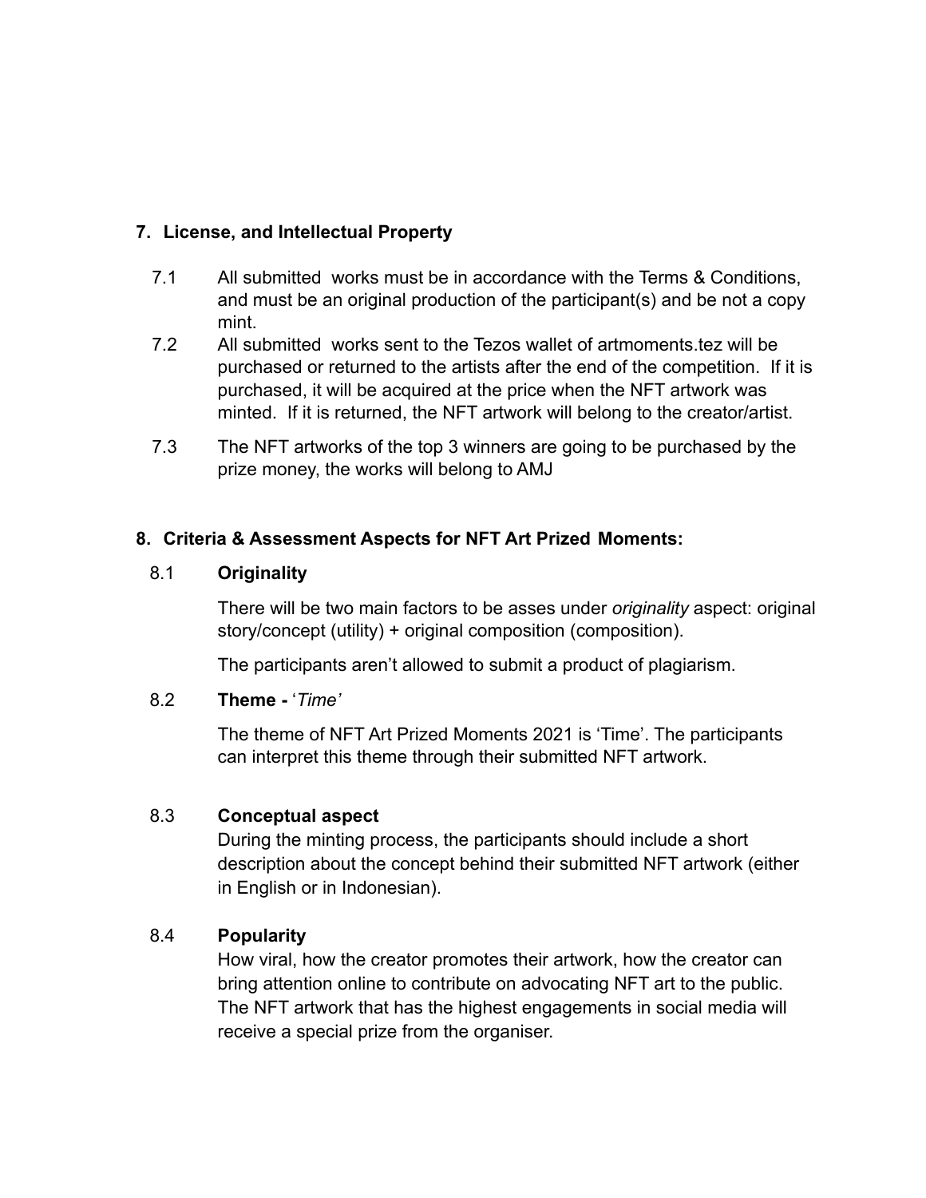## 7. License, and Intellectual Property

7.1 All submitted works must be in accordance with the Terms & Conditions, and must be an original production of the participant(s) and be not a copy mint.

7.2 All submitted works sent to the Tezos wallet of artmoments.tez will be purchased or returned to the artists after the end of the competition. If it is purchased, it will be acquired at the price when the NFT artwork was minted. If it is returned, the NFT artwork will belong to the creator/artist.

7.3 The NFT artworks of the top 3 winners are going to be purchased by the prize money, the works will belong to AMJ

## 8. Criteria & Assessment Aspects for NFT Art Prized Moments:

### 8.1 Originality

There will be two main factors to be asses under *originality* aspect: original story/concept (utility) + original composition (composition).

The participants aren't allowed to submit a product of plagiarism.

### 8.2 Theme - '*Time*'

The theme of NFT Art Prized Moments 2021 is 'Time'. The participants can interpret this theme through their submitted NFT artwork.

### 8.3 Conceptual aspect

During the minting process, the participants should include a short description about the concept behind their submitted NFT artwork (either in English or in Indonesian).

### 8.4 Popularity

How viral, how the creator promotes their artwork, how the creator can bring attention online to contribute on advocating NFT art to the public. The NFT artwork that has the highest engagements in social media will receive a special prize from the organiser.